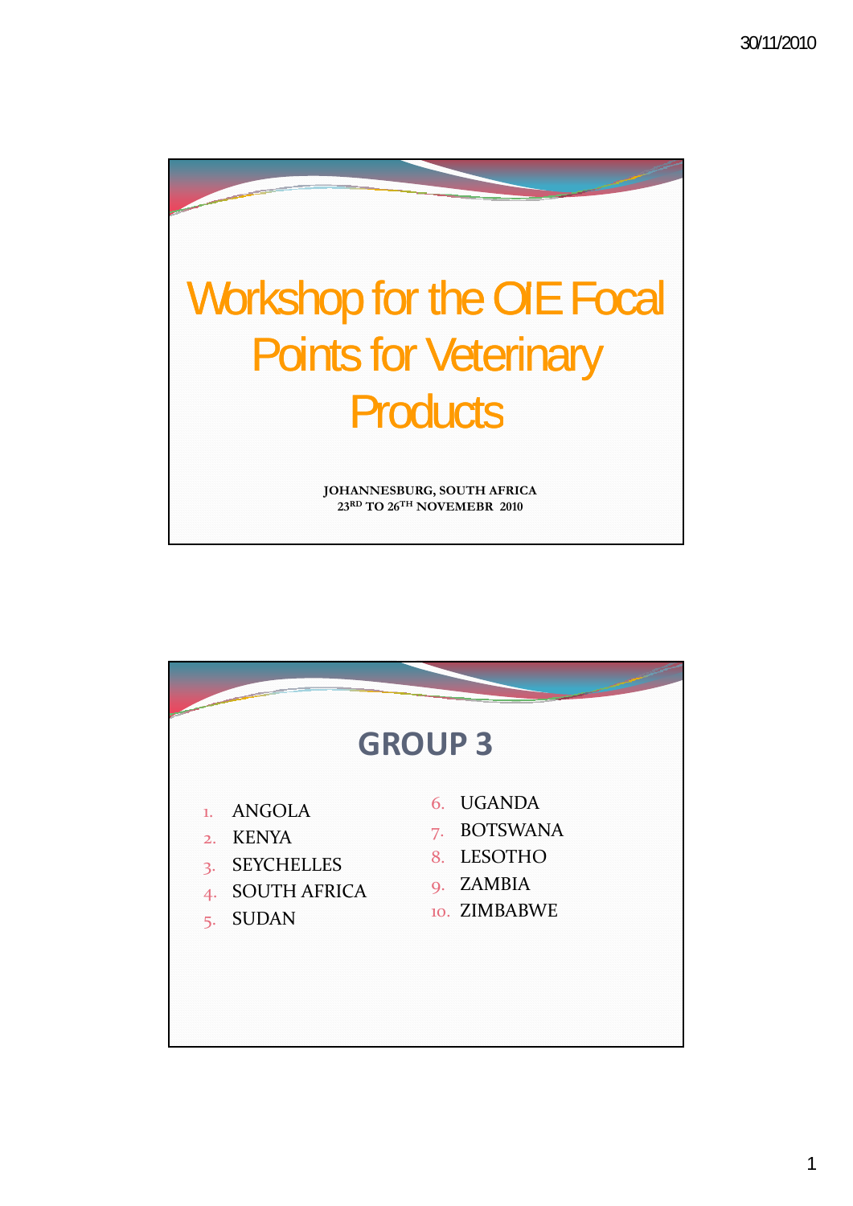# Workshop for the OIE Focal Points for Veterinary Products

**JOHANNESBURG, SOUTH AFRICA**
**23RD TO 26TH NOVEMEBR 2010**

## GROUP 3

1. ANGOLA
2. KENYA
3. SEYCHELLES
4. SOUTH AFRICA
5. SUDAN
6. UGANDA
7. BOTSWANA
8. LESOTHO
9. ZAMBIA
10. ZIMBABWE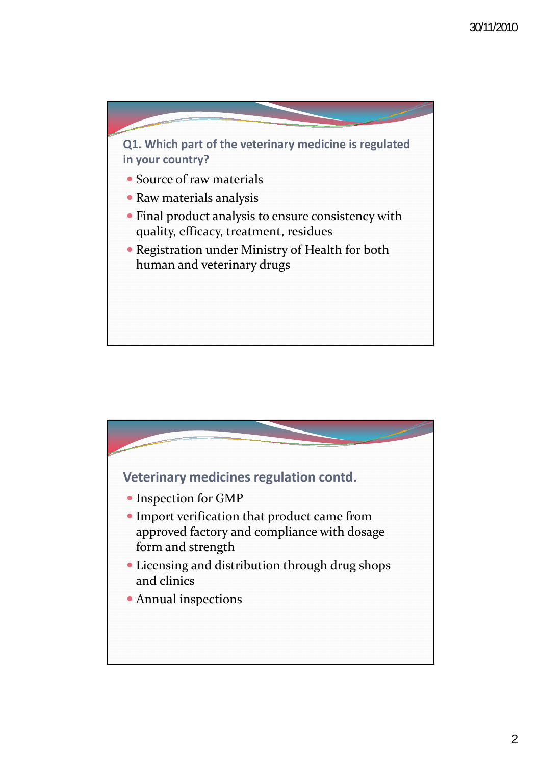## Q1. Which part of the veterinary medicine is regulated in your country?

- Source of raw materials
- Raw materials analysis
- Final product analysis to ensure consistency with quality, efficacy, treatment, residues
- Registration under Ministry of Health for both human and veterinary drugs

## Veterinary medicines regulation contd.

- Inspection for GMP
- Import verification that product came from approved factory and compliance with dosage form and strength
- Licensing and distribution through drug shops and clinics
- Annual inspections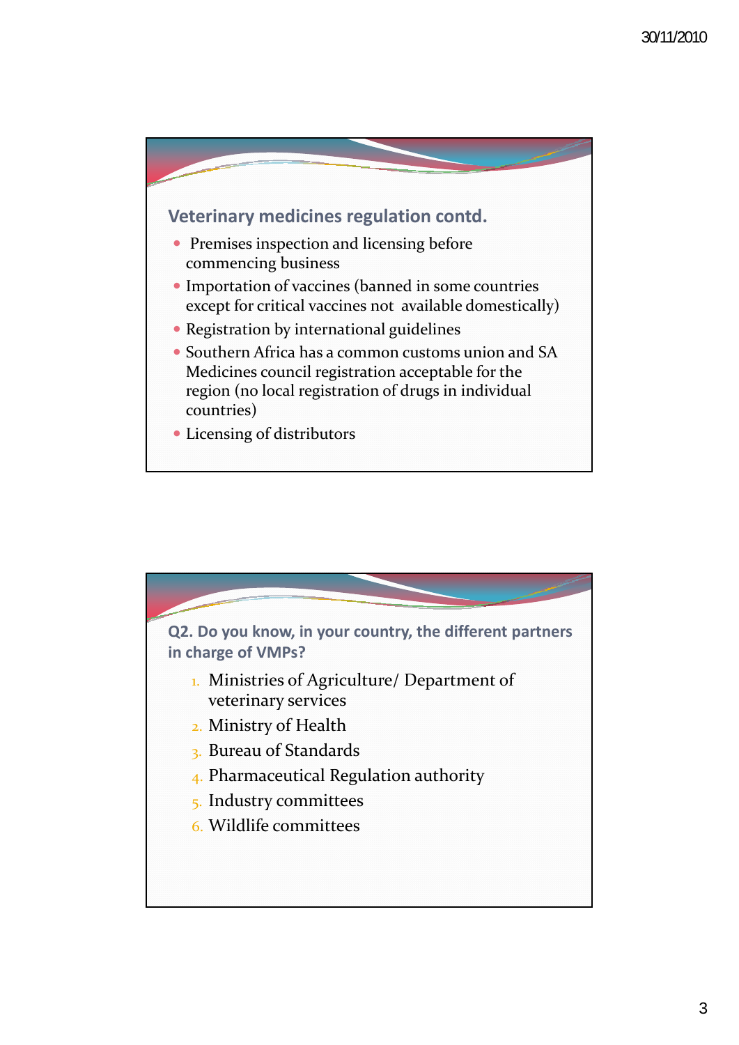## Veterinary medicines regulation contd.

- Premises inspection and licensing before commencing business
- Importation of vaccines (banned in some countries except for critical vaccines not available domestically)
- Registration by international guidelines
- Southern Africa has a common customs union and SA Medicines council registration acceptable for the region (no local registration of drugs in individual countries)
- Licensing of distributors

## Q2. Do you know, in your country, the different partners in charge of VMPs?

1. Ministries of Agriculture/ Department of veterinary services
2. Ministry of Health
3. Bureau of Standards
4. Pharmaceutical Regulation authority
5. Industry committees
6. Wildlife committees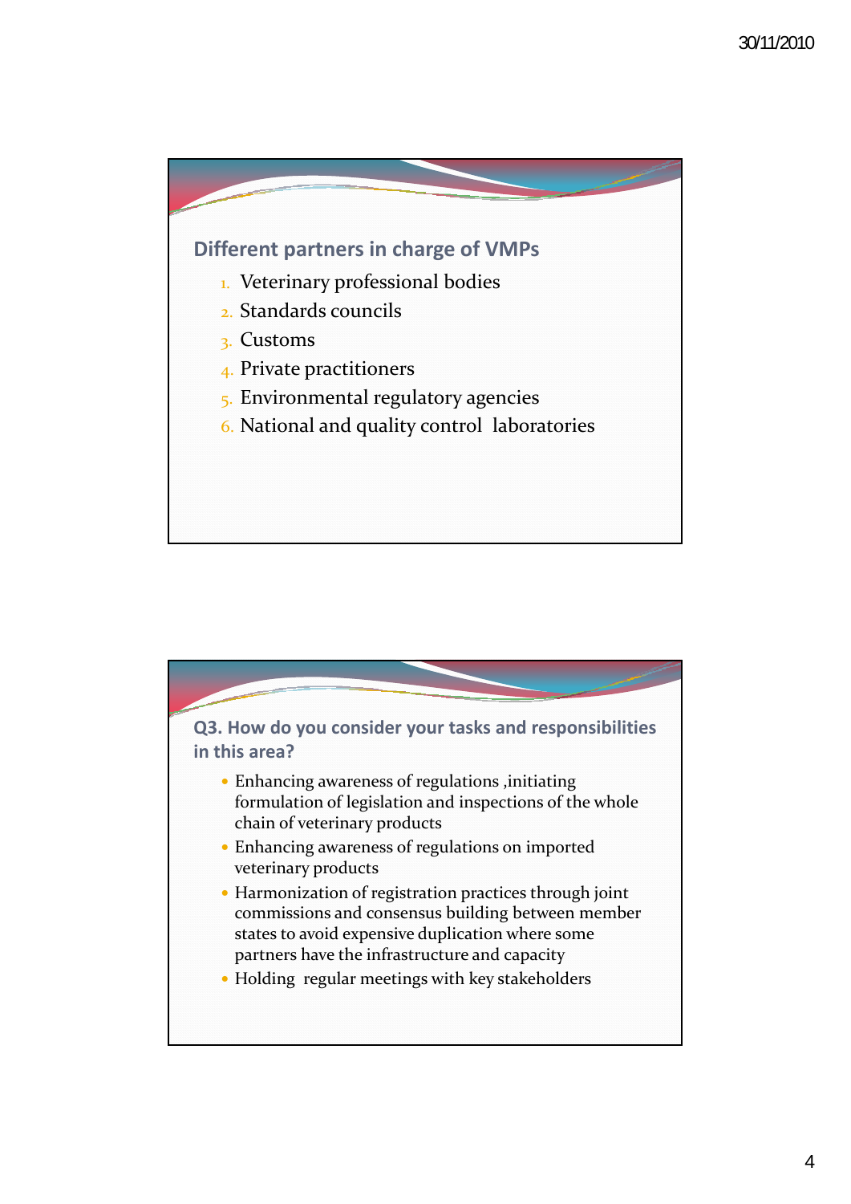## Different partners in charge of VMPs

1. Veterinary professional bodies
2. Standards councils
3. Customs
4. Private practitioners
5. Environmental regulatory agencies
6. National and quality control laboratories

## Q3. How do you consider your tasks and responsibilities in this area?

- Enhancing awareness of regulations ,initiating formulation of legislation and inspections of the whole chain of veterinary products
- Enhancing awareness of regulations on imported veterinary products
- Harmonization of registration practices through joint commissions and consensus building between member states to avoid expensive duplication where some partners have the infrastructure and capacity
- Holding regular meetings with key stakeholders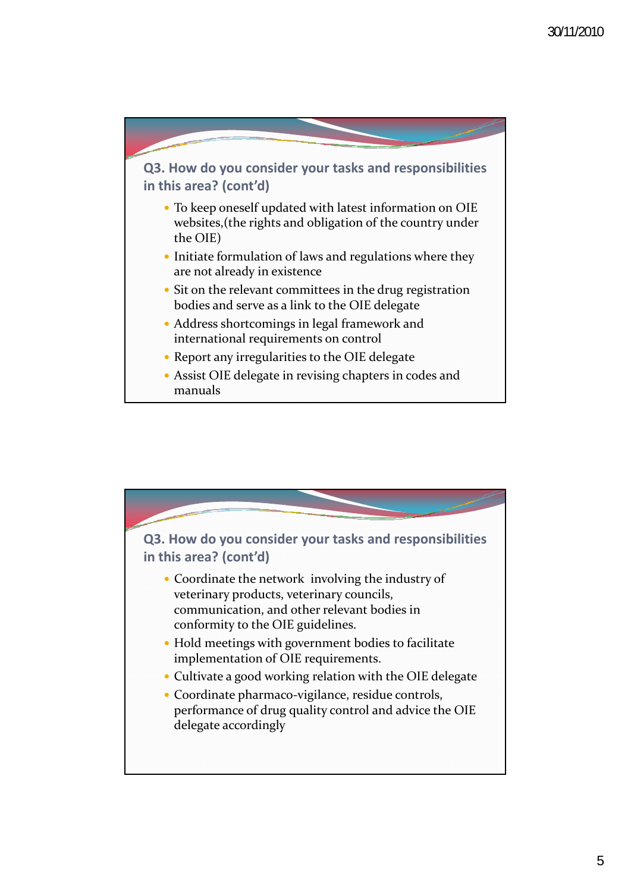## Q3. How do you consider your tasks and responsibilities in this area? (cont'd)

- To keep oneself updated with latest information on OIE websites,(the rights and obligation of the country under the OIE)
- Initiate formulation of laws and regulations where they are not already in existence
- Sit on the relevant committees in the drug registration bodies and serve as a link to the OIE delegate
- Address shortcomings in legal framework and international requirements on control
- Report any irregularities to the OIE delegate
- Assist OIE delegate in revising chapters in codes and manuals

## Q3. How do you consider your tasks and responsibilities in this area? (cont'd)

- Coordinate the network involving the industry of veterinary products, veterinary councils, communication, and other relevant bodies in conformity to the OIE guidelines.
- Hold meetings with government bodies to facilitate implementation of OIE requirements.
- Cultivate a good working relation with the OIE delegate
- Coordinate pharmaco-vigilance, residue controls, performance of drug quality control and advice the OIE delegate accordingly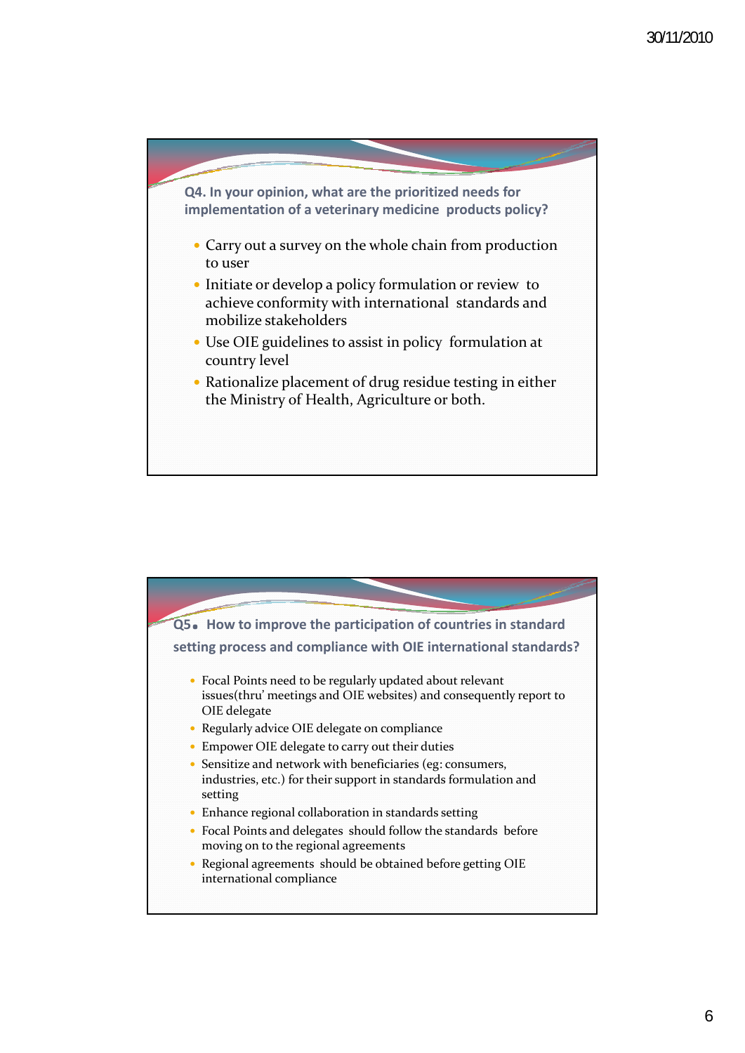## Q4. In your opinion, what are the prioritized needs for implementation of a veterinary medicine products policy?

- Carry out a survey on the whole chain from production to user
- Initiate or develop a policy formulation or review to achieve conformity with international standards and mobilize stakeholders
- Use OIE guidelines to assist in policy formulation at country level
- Rationalize placement of drug residue testing in either the Ministry of Health, Agriculture or both.

## Q5. How to improve the participation of countries in standard setting process and compliance with OIE international standards?

- Focal Points need to be regularly updated about relevant issues(thru' meetings and OIE websites) and consequently report to OIE delegate
- Regularly advice OIE delegate on compliance
- Empower OIE delegate to carry out their duties
- Sensitize and network with beneficiaries (eg: consumers, industries, etc.) for their support in standards formulation and setting
- Enhance regional collaboration in standards setting
- Focal Points and delegates should follow the standards before moving on to the regional agreements
- Regional agreements should be obtained before getting OIE international compliance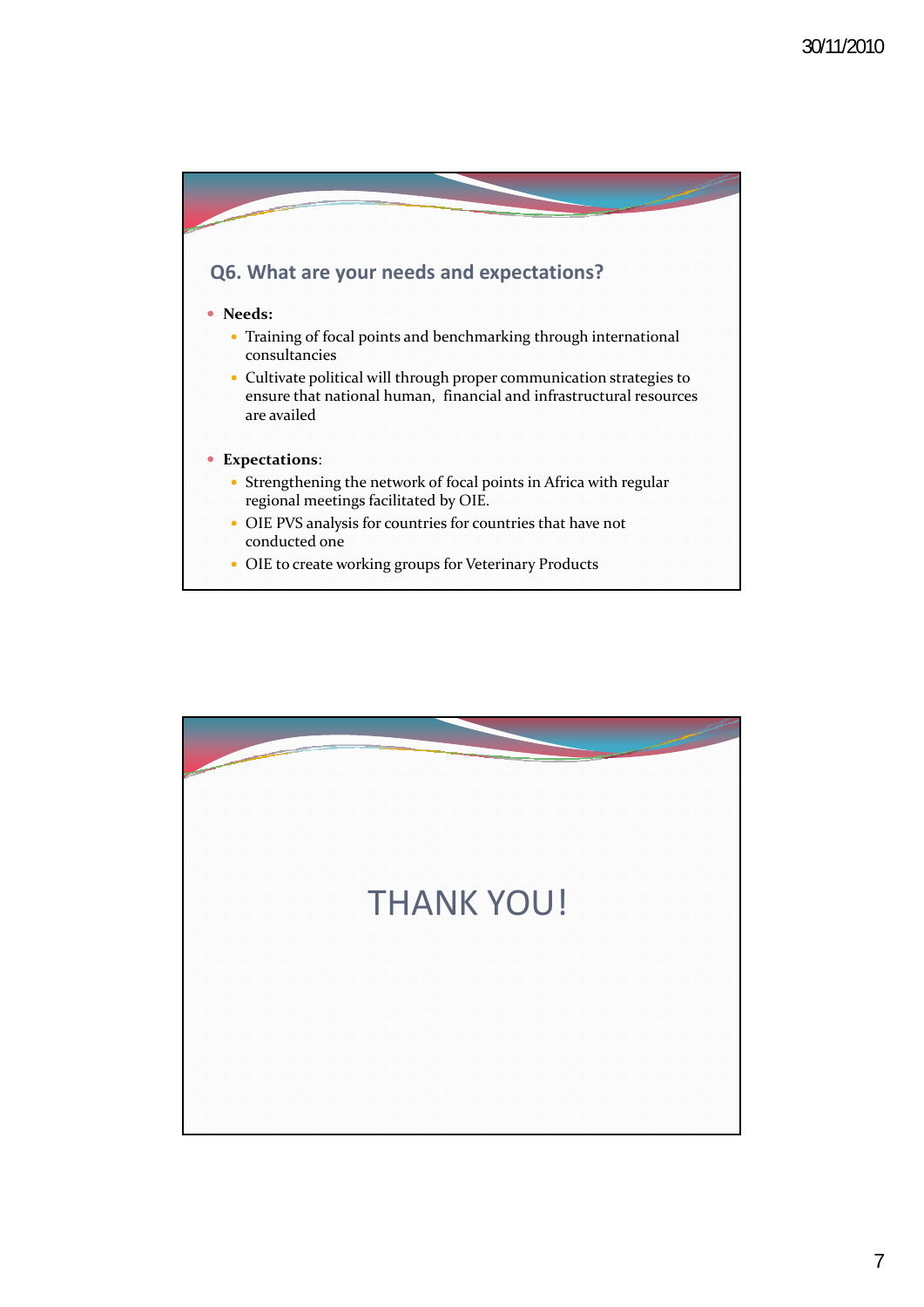## Q6. What are your needs and expectations?

- **Needs:**
  - Training of focal points and benchmarking through international consultancies
  - Cultivate political will through proper communication strategies to ensure that national human, financial and infrastructural resources are availed

- **Expectations**:
  - Strengthening the network of focal points in Africa with regular regional meetings facilitated by OIE.
  - OIE PVS analysis for countries for countries that have not conducted one
  - OIE to create working groups for Veterinary Products

THANK YOU!